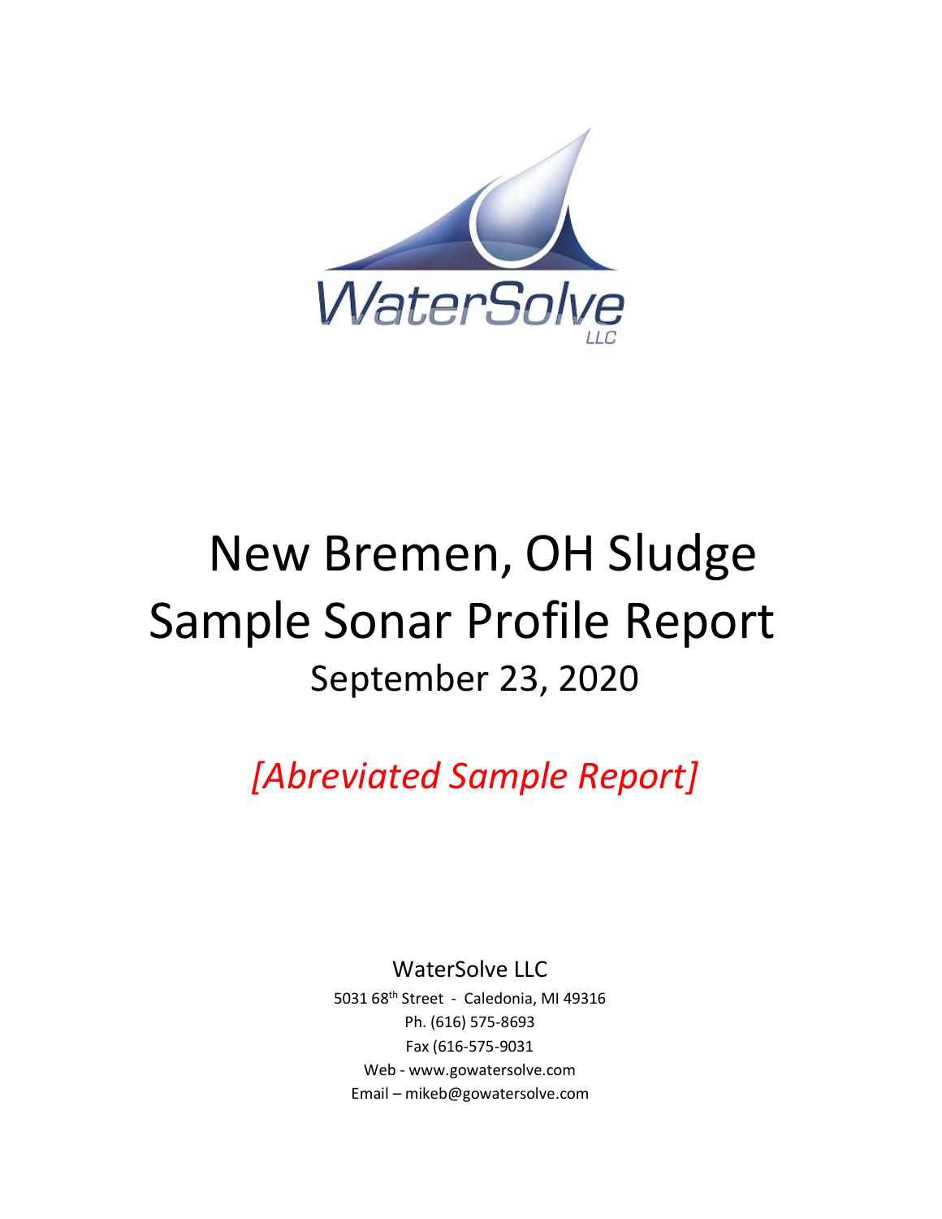WaterSolve LLC

# New Bremen, OH Sludge Sample Sonar Profile Report

## September 23, 2020

*[Abreviated Sample Report]*

WaterSolve LLC

5031 68th Street - Caledonia, MI 49316

Ph. (616) 575-8693

Fax (616-575-9031

Web - www.gowatersolve.com

Email – mikeb@gowatersolve.com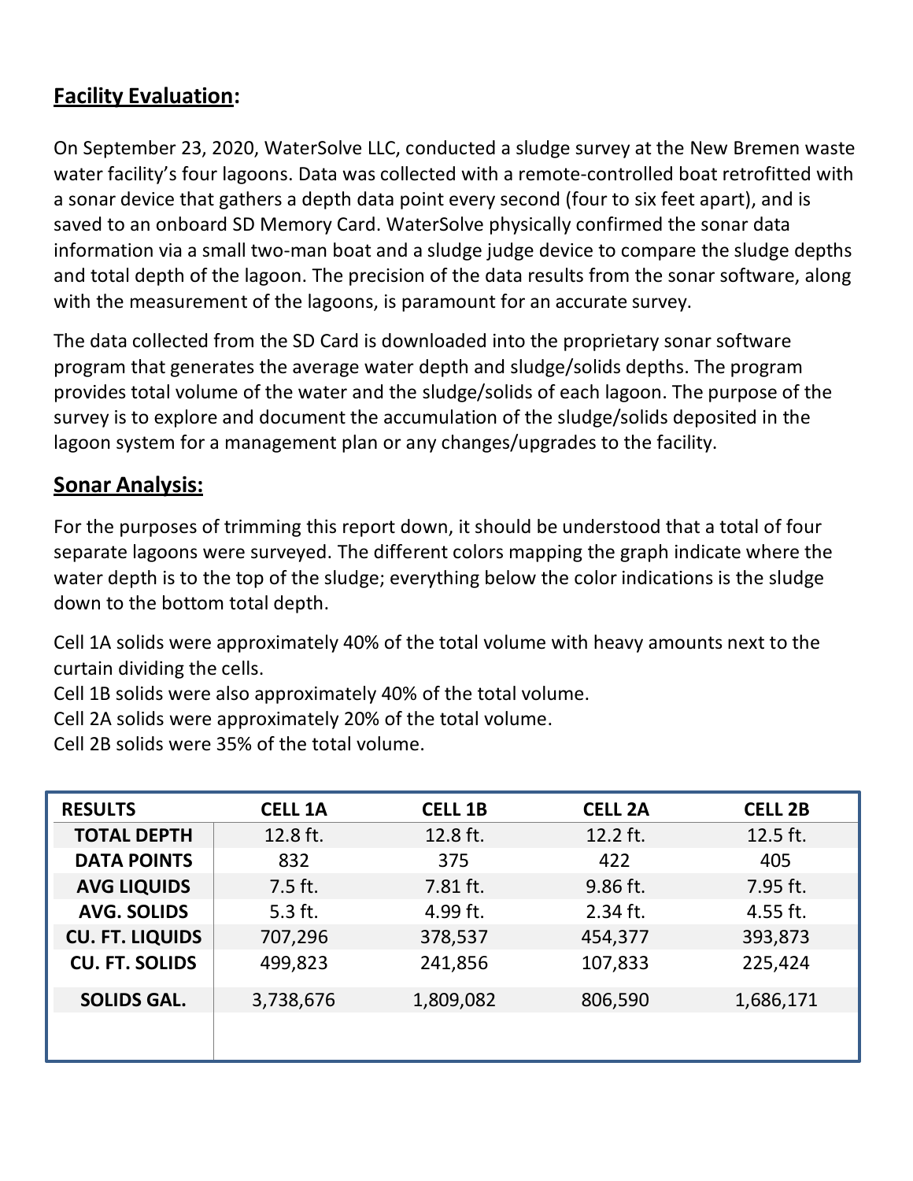## Facility Evaluation:

On September 23, 2020, WaterSolve LLC, conducted a sludge survey at the New Bremen waste water facility's four lagoons. Data was collected with a remote-controlled boat retrofitted with a sonar device that gathers a depth data point every second (four to six feet apart), and is saved to an onboard SD Memory Card. WaterSolve physically confirmed the sonar data information via a small two-man boat and a sludge judge device to compare the sludge depths and total depth of the lagoon. The precision of the data results from the sonar software, along with the measurement of the lagoons, is paramount for an accurate survey.

The data collected from the SD Card is downloaded into the proprietary sonar software program that generates the average water depth and sludge/solids depths. The program provides total volume of the water and the sludge/solids of each lagoon. The purpose of the survey is to explore and document the accumulation of the sludge/solids deposited in the lagoon system for a management plan or any changes/upgrades to the facility.

## Sonar Analysis:

For the purposes of trimming this report down, it should be understood that a total of four separate lagoons were surveyed. The different colors mapping the graph indicate where the water depth is to the top of the sludge; everything below the color indications is the sludge down to the bottom total depth.

Cell 1A solids were approximately 40% of the total volume with heavy amounts next to the curtain dividing the cells.
Cell 1B solids were also approximately 40% of the total volume.
Cell 2A solids were approximately 20% of the total volume.
Cell 2B solids were 35% of the total volume.

| RESULTS | CELL 1A | CELL 1B | CELL 2A | CELL 2B |
|---|---|---|---|---|
| TOTAL DEPTH | 12.8 ft. | 12.8 ft. | 12.2 ft. | 12.5 ft. |
| DATA POINTS | 832 | 375 | 422 | 405 |
| AVG LIQUIDS | 7.5 ft. | 7.81 ft. | 9.86 ft. | 7.95 ft. |
| AVG. SOLIDS | 5.3 ft. | 4.99 ft. | 2.34 ft. | 4.55 ft. |
| CU. FT. LIQUIDS | 707,296 | 378,537 | 454,377 | 393,873 |
| CU. FT. SOLIDS | 499,823 | 241,856 | 107,833 | 225,424 |
| SOLIDS GAL. | 3,738,676 | 1,809,082 | 806,590 | 1,686,171 |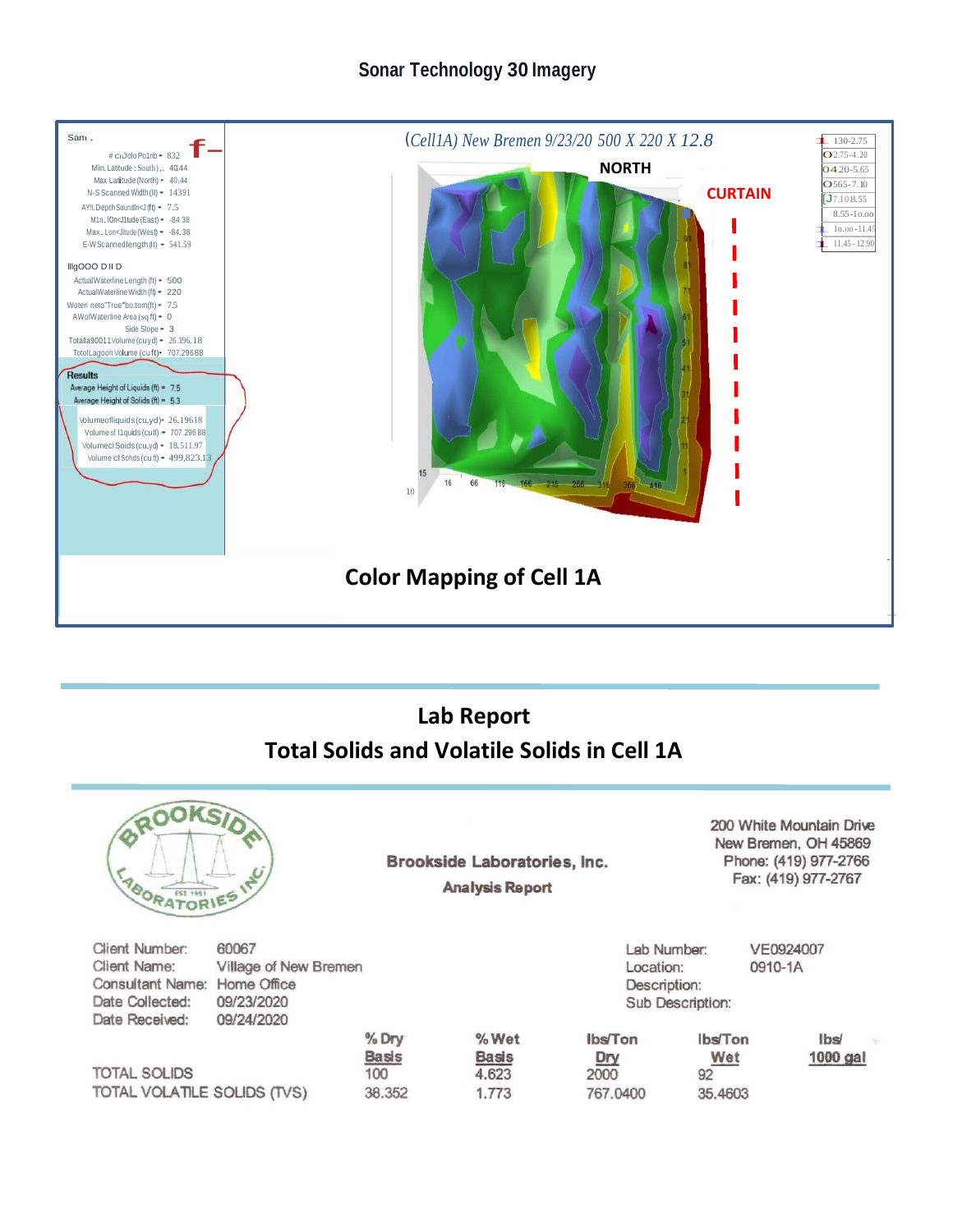## Sonar Technology 30 Imagery

Sam .

| | |
|---|---|
| # cı.Dolo Po1nb = | 832 |
| Min. Latitude : South) .. | 40.44 |
| Max Latitude (North) = | 40.44 |
| N-S Scanned Width (ll) = | 14391 |
| AY!l. Depth Soundln<J (ft) = | 7.5 |
| M1n. lOn<J1tude (East) = | -84 38 |
| Max. Lon<Jitude (West) = | -84.38 |
| E-W Scanned length (ll) = | 541.59 |

IllgOOO D II D

| | |
|---|---|
| Actual Waterline Length (ft) = | 500 |
| Actual Waterline Width (ft) = | 220 |
| Woteri neto"True"bo:tom(ft) = | 7.5 |
| AWolWaterline Area (sq ft) = | 0 |
| Side Slope = | 3 |
| Totalla90011 Volume (cu yd) = | 26.196.18 |
| TotolLagoon Volume (cu ft) = | 707.29688 |

**Results**

| | |
|---|---|
| Average Height of Liquids (ft) = | 7.5 |
| Average Height of Solids (ft) = | 5.3 |
| Volume of liquids (cu.yd) = | 26.19618 |
| Volume of l1quids (cull) = | 707.296 88 |
| Volumecl Soids (cu.yd) = | 18,511.97 |
| Volume cl Sohds (cu ft) = | 499,823.13 |

*(Cell1A) New Bremen 9/23/20 500 X 220 X 12.8*

NORTH

CURTAIN

| Legend |
|---|
| 130-2.75 |
| 2.75-4.20 |
| 4 20-5.65 |
| 565-7.10 |
| 7.10 8.55 |
| 8.55-10.00 |
| 10.00-11.45 |
| 11.45-12.90 |

**Color Mapping of Cell 1A**

---

## Lab Report
## Total Solids and Volatile Solids in Cell 1A

**Brookside Laboratories, Inc.**
**Analysis Report**

200 White Mountain Drive
New Bremen, OH 45869
Phone: (419) 977-2766
Fax: (419) 977-2767

| | | | |
|---|---|---|---|
| Client Number: | 60067 | Lab Number: | VE0924007 |
| Client Name: | Village of New Bremen | Location: | 0910-1A |
| Consultant Name: | Home Office | Description: | |
| Date Collected: | 09/23/2020 | Sub Description: | |
| Date Received: | 09/24/2020 | | |

| | % Dry Basis | % Wet Basis | lbs/Ton Dry | lbs/Ton Wet | lbs/ 1000 gal |
|---|---|---|---|---|---|
| TOTAL SOLIDS | 100 | 4.623 | 2000 | 92 | |
| TOTAL VOLATILE SOLIDS (TVS) | 38.352 | 1.773 | 767.0400 | 35.4603 | |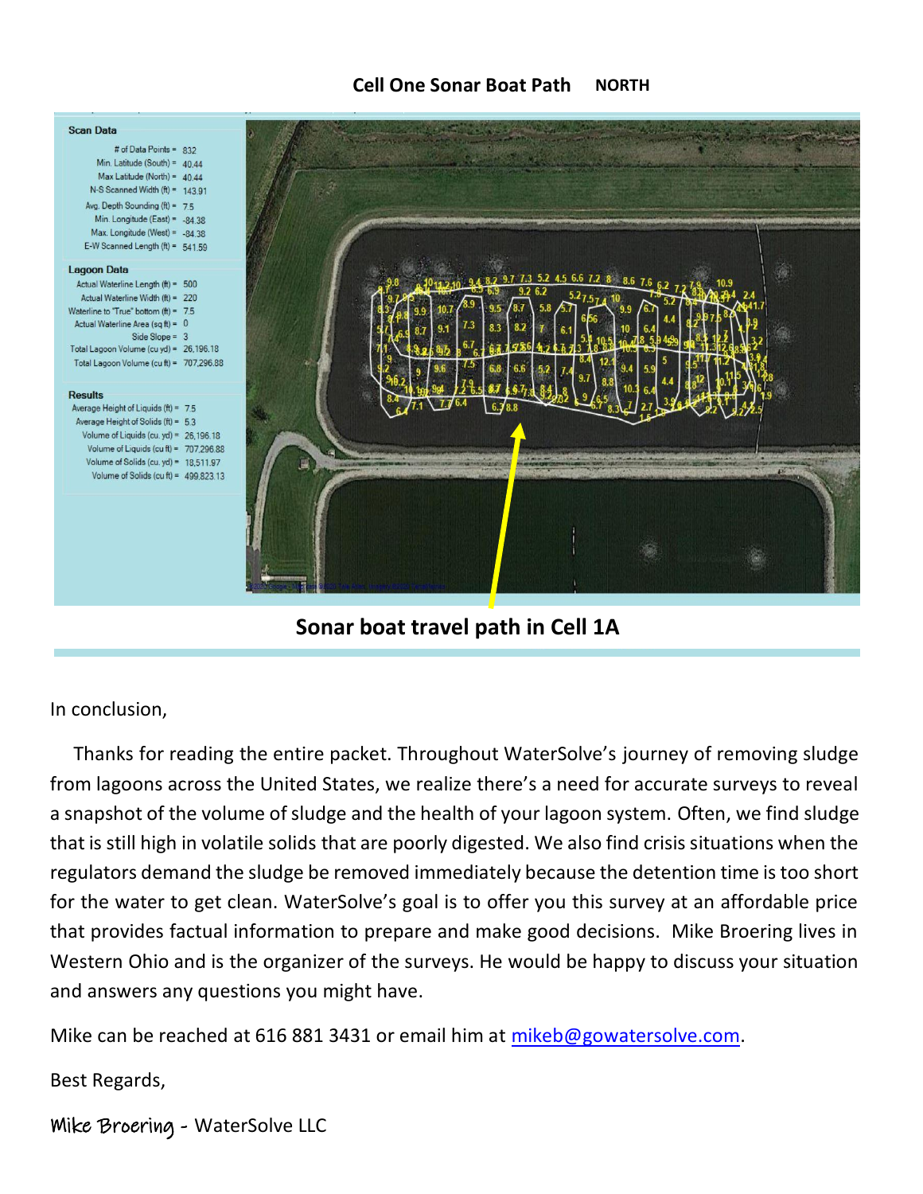**Cell One Sonar Boat Path** **NORTH**

**Scan Data**

| | |
|---|---|
| # of Data Points = | 832 |
| Min. Latitude (South) = | 40.44 |
| Max Latitude (North) = | 40.44 |
| N-S Scanned Width (ft) = | 143.91 |
| Avg. Depth Sounding (ft) = | 7.5 |
| Min. Longitude (East) = | -84.38 |
| Max. Longitude (West) = | -84.38 |
| E-W Scanned Length (ft) = | 541.59 |

**Lagoon Data**

| | |
|---|---|
| Actual Waterline Length (ft) = | 500 |
| Actual Waterline Width (ft) = | 220 |
| Waterline to "True" bottom (ft) = | 7.5 |
| Actual Waterline Area (sq ft) = | 0 |
| Side Slope = | 3 |
| Total Lagoon Volume (cu yd) = | 26,196.18 |
| Total Lagoon Volume (cu ft) = | 707,296.88 |

**Results**

| | |
|---|---|
| Average Height of Liquids (ft) = | 7.5 |
| Average Height of Solids (ft) = | 5.3 |
| Volume of Liquids (cu. yd) = | 26,196.18 |
| Volume of Liquids (cu ft) = | 707,296.88 |
| Volume of Solids (cu. yd) = | 18,511.97 |
| Volume of Solids (cu ft) = | 499,823.13 |

**Sonar boat travel path in Cell 1A**

In conclusion,

Thanks for reading the entire packet. Throughout WaterSolve's journey of removing sludge from lagoons across the United States, we realize there's a need for accurate surveys to reveal a snapshot of the volume of sludge and the health of your lagoon system. Often, we find sludge that is still high in volatile solids that are poorly digested. We also find crisis situations when the regulators demand the sludge be removed immediately because the detention time is too short for the water to get clean. WaterSolve's goal is to offer you this survey at an affordable price that provides factual information to prepare and make good decisions. Mike Broering lives in Western Ohio and is the organizer of the surveys. He would be happy to discuss your situation and answers any questions you might have.

Mike can be reached at 616 881 3431 or email him at [mikeb@gowatersolve.com](mailto:mikeb@gowatersolve.com).

Best Regards,

Mike Broering - WaterSolve LLC